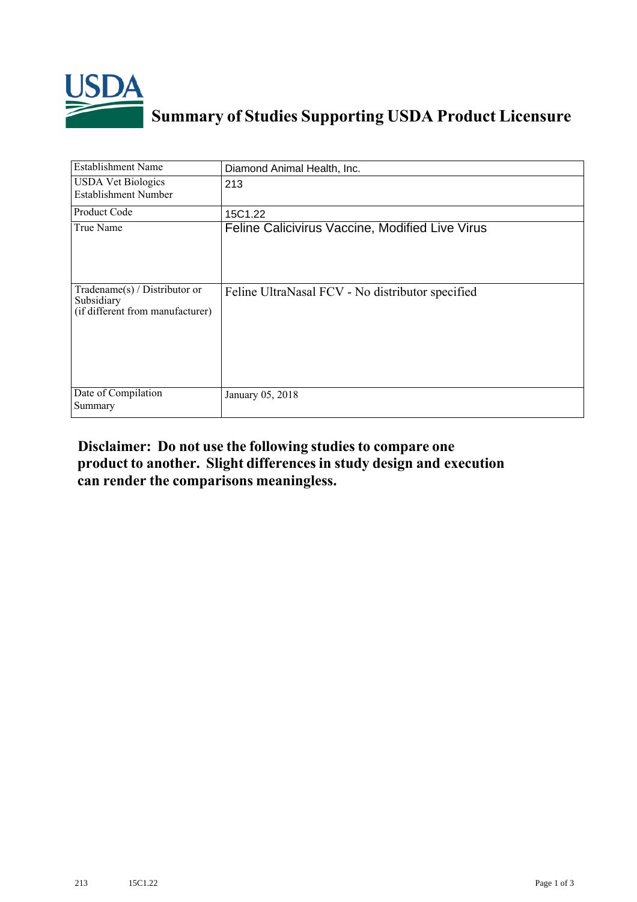# Summary of Studies Supporting USDA Product Licensure

| | |
|---|---|
| Establishment Name | Diamond Animal Health, Inc. |
| USDA Vet Biologics Establishment Number | 213 |
| Product Code | 15C1.22 |
| True Name | Feline Calicivirus Vaccine, Modified Live Virus |
| Tradename(s) / Distributor or Subsidiary (if different from manufacturer) | Feline UltraNasal FCV - No distributor specified |
| Date of Compilation Summary | January 05, 2018 |

**Disclaimer: Do not use the following studies to compare one product to another. Slight differences in study design and execution can render the comparisons meaningless.**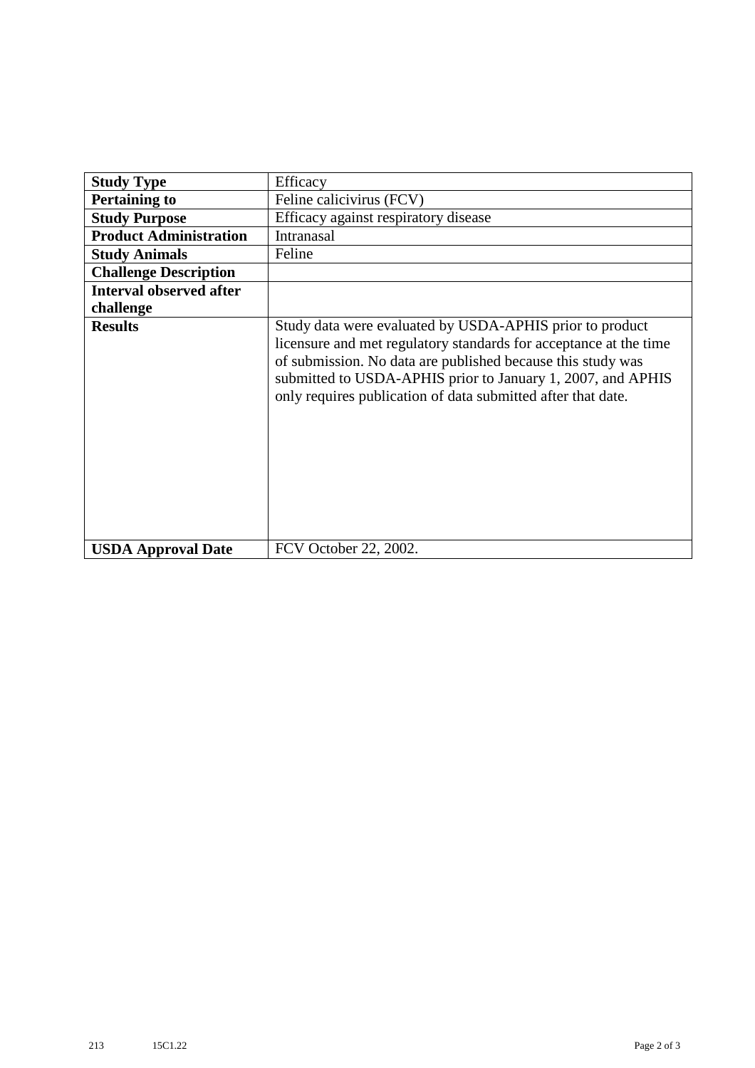| | |
|---|---|
| **Study Type** | Efficacy |
| **Pertaining to** | Feline calicivirus (FCV) |
| **Study Purpose** | Efficacy against respiratory disease |
| **Product Administration** | Intranasal |
| **Study Animals** | Feline |
| **Challenge Description** | |
| **Interval observed after challenge** | |
| **Results** | Study data were evaluated by USDA-APHIS prior to product licensure and met regulatory standards for acceptance at the time of submission. No data are published because this study was submitted to USDA-APHIS prior to January 1, 2007, and APHIS only requires publication of data submitted after that date. |
| **USDA Approval Date** | FCV October 22, 2002. |

213 15C1.22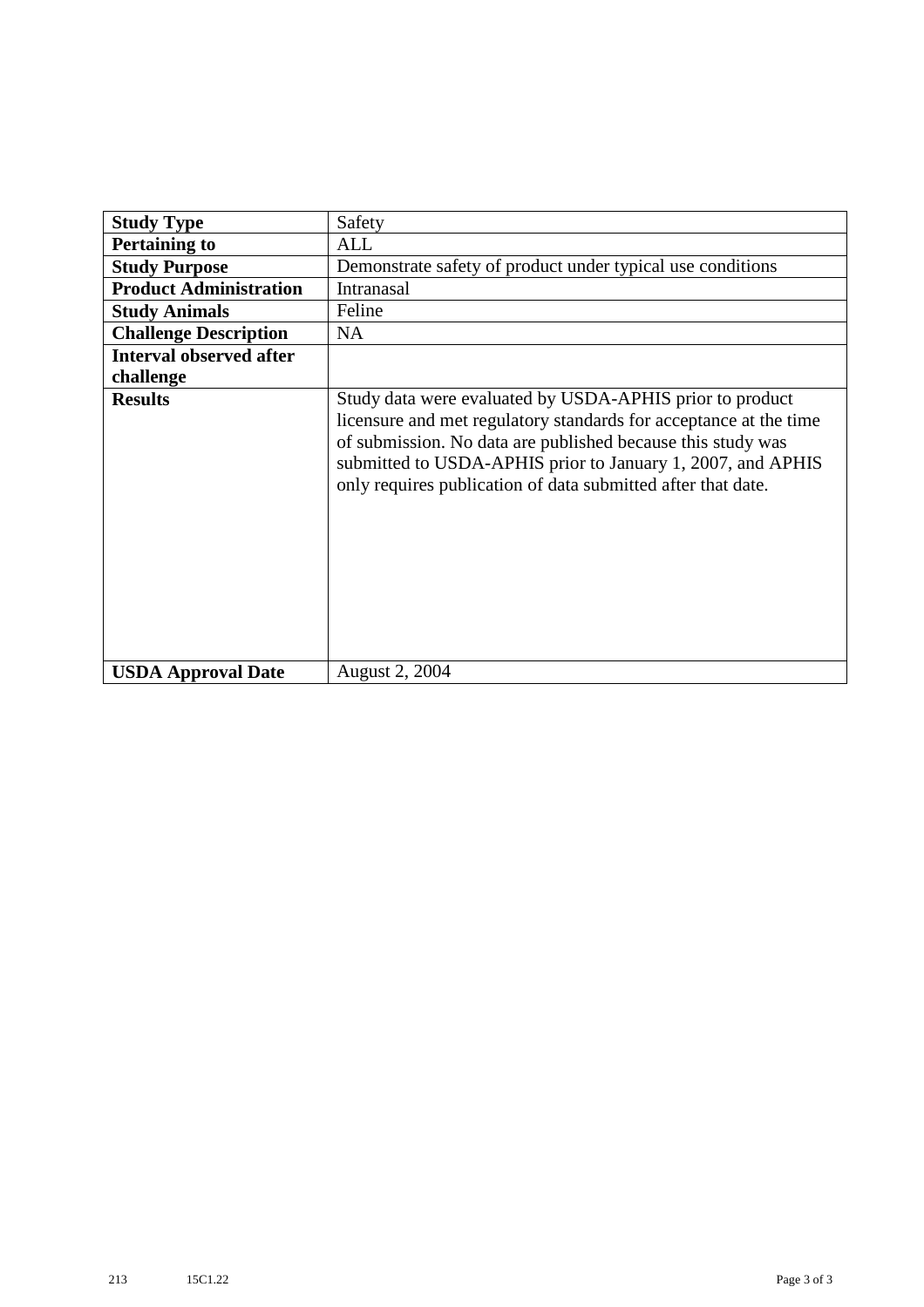| | |
|---|---|
| **Study Type** | Safety |
| **Pertaining to** | ALL |
| **Study Purpose** | Demonstrate safety of product under typical use conditions |
| **Product Administration** | Intranasal |
| **Study Animals** | Feline |
| **Challenge Description** | NA |
| **Interval observed after challenge** | |
| **Results** | Study data were evaluated by USDA-APHIS prior to product licensure and met regulatory standards for acceptance at the time of submission. No data are published because this study was submitted to USDA-APHIS prior to January 1, 2007, and APHIS only requires publication of data submitted after that date. |
| **USDA Approval Date** | August 2, 2004 |

213 15C1.22